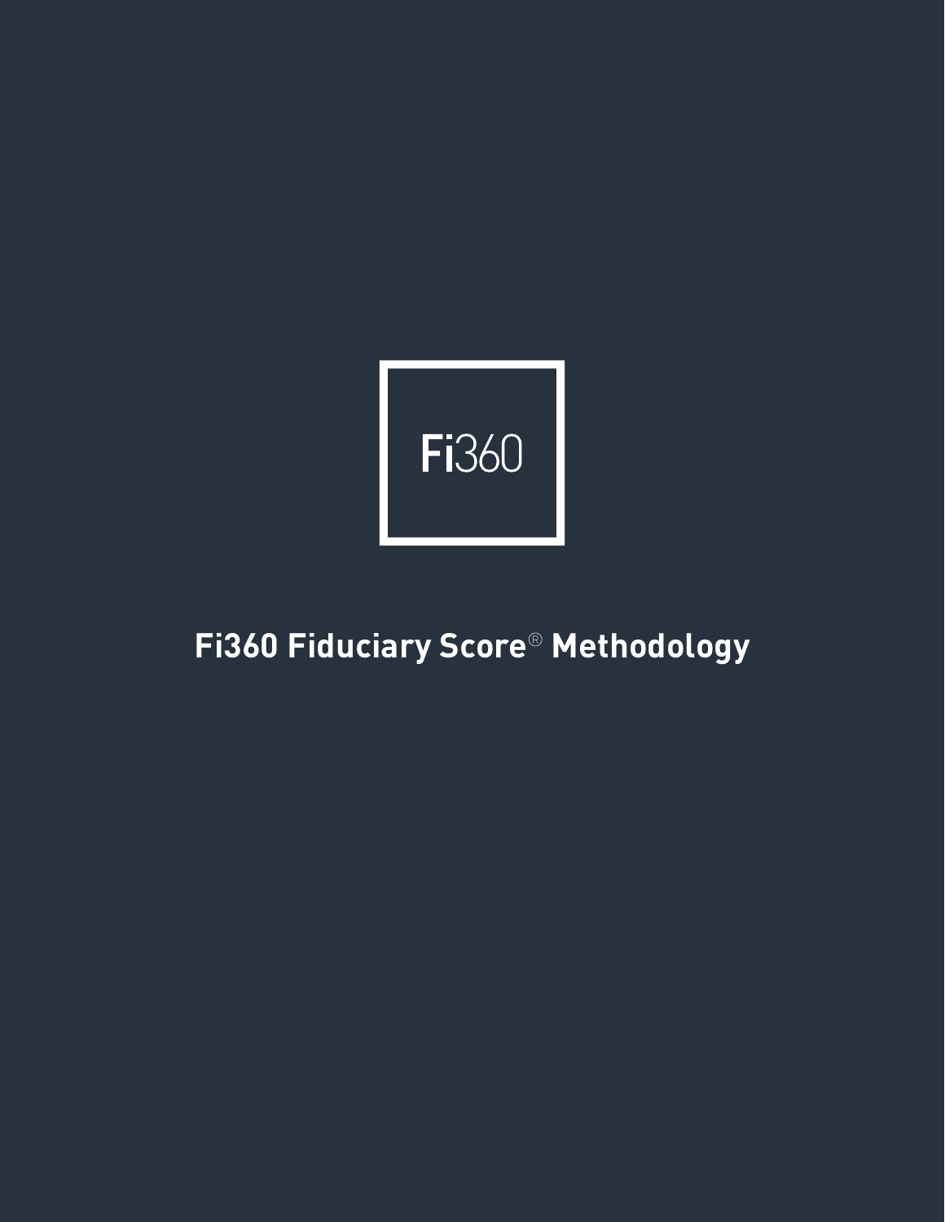Fi360

# Fi360 Fiduciary Score® Methodology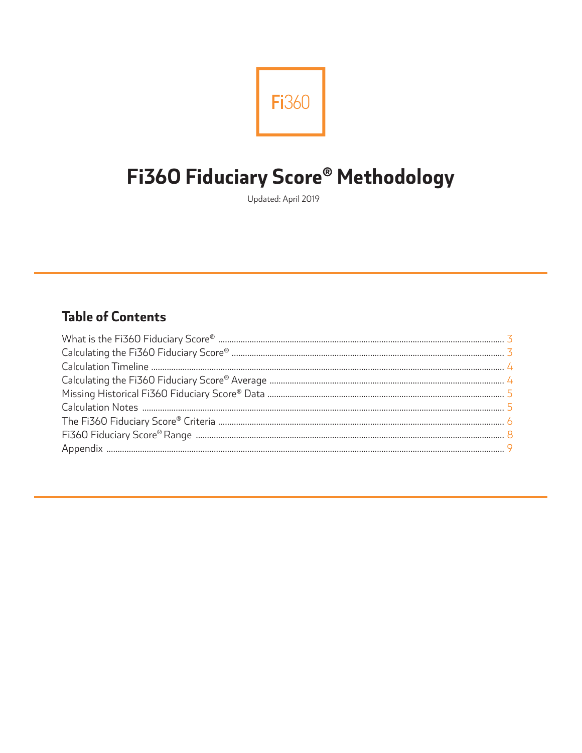Fi360

# Fi360 Fiduciary Score® Methodology

Updated: April 2019

## Table of Contents

| | |
|---|---|
| What is the Fi360 Fiduciary Score® | 3 |
| Calculating the Fi360 Fiduciary Score® | 3 |
| Calculation Timeline | 4 |
| Calculating the Fi360 Fiduciary Score® Average | 4 |
| Missing Historical Fi360 Fiduciary Score® Data | 5 |
| Calculation Notes | 5 |
| The Fi360 Fiduciary Score® Criteria | 6 |
| Fi360 Fiduciary Score® Range | 8 |
| Appendix | 9 |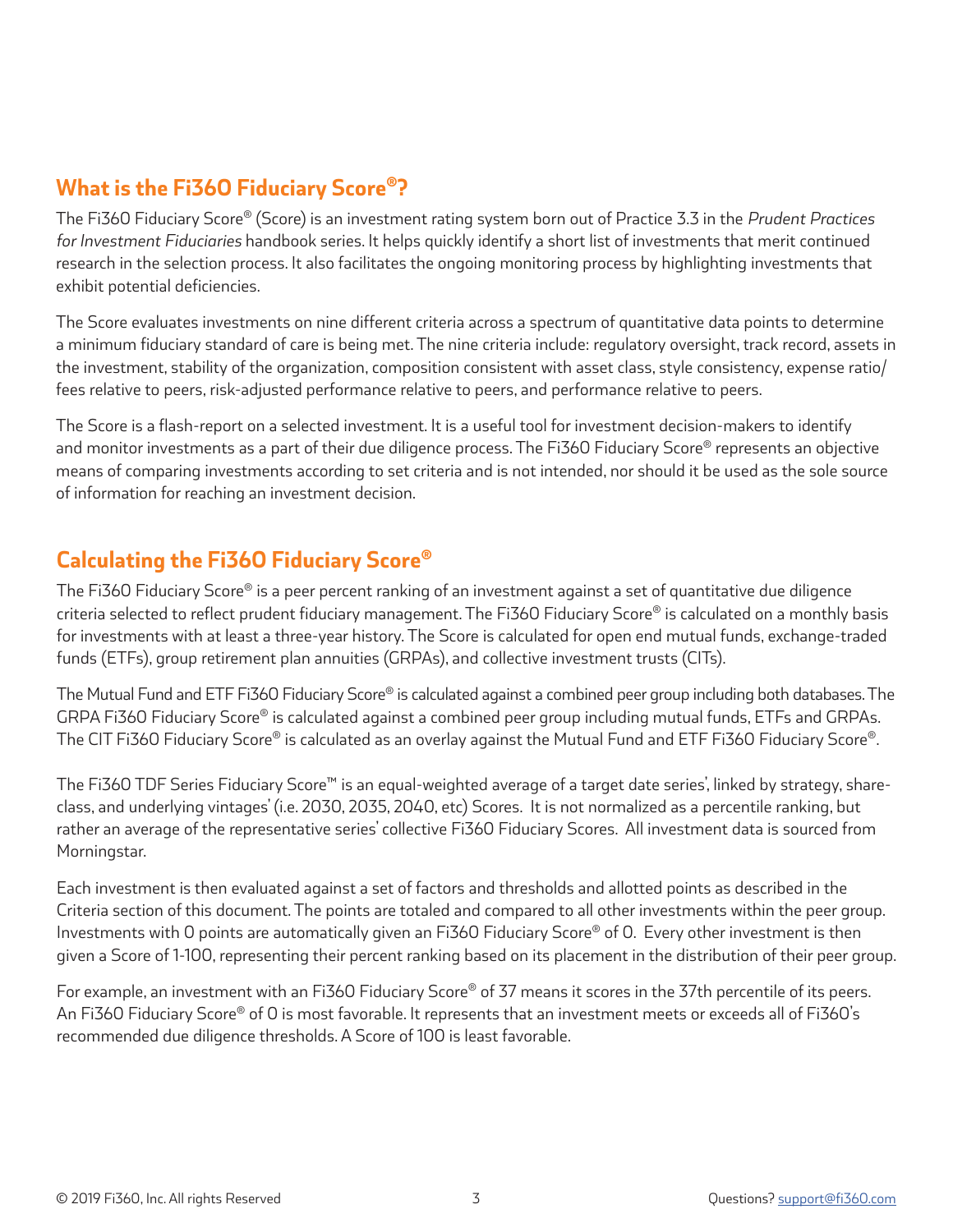## What is the Fi360 Fiduciary Score®?

The Fi360 Fiduciary Score® (Score) is an investment rating system born out of Practice 3.3 in the *Prudent Practices for Investment Fiduciaries* handbook series. It helps quickly identify a short list of investments that merit continued research in the selection process. It also facilitates the ongoing monitoring process by highlighting investments that exhibit potential deficiencies.

The Score evaluates investments on nine different criteria across a spectrum of quantitative data points to determine a minimum fiduciary standard of care is being met. The nine criteria include: regulatory oversight, track record, assets in the investment, stability of the organization, composition consistent with asset class, style consistency, expense ratio/fees relative to peers, risk-adjusted performance relative to peers, and performance relative to peers.

The Score is a flash-report on a selected investment. It is a useful tool for investment decision-makers to identify and monitor investments as a part of their due diligence process. The Fi360 Fiduciary Score® represents an objective means of comparing investments according to set criteria and is not intended, nor should it be used as the sole source of information for reaching an investment decision.

## Calculating the Fi360 Fiduciary Score®

The Fi360 Fiduciary Score® is a peer percent ranking of an investment against a set of quantitative due diligence criteria selected to reflect prudent fiduciary management. The Fi360 Fiduciary Score® is calculated on a monthly basis for investments with at least a three-year history. The Score is calculated for open end mutual funds, exchange-traded funds (ETFs), group retirement plan annuities (GRPAs), and collective investment trusts (CITs).

The Mutual Fund and ETF Fi360 Fiduciary Score® is calculated against a combined peer group including both databases. The GRPA Fi360 Fiduciary Score® is calculated against a combined peer group including mutual funds, ETFs and GRPAs. The CIT Fi360 Fiduciary Score® is calculated as an overlay against the Mutual Fund and ETF Fi360 Fiduciary Score®.

The Fi360 TDF Series Fiduciary Score™ is an equal-weighted average of a target date series', linked by strategy, share-class, and underlying vintages' (i.e. 2030, 2035, 2040, etc) Scores. It is not normalized as a percentile ranking, but rather an average of the representative series' collective Fi360 Fiduciary Scores. All investment data is sourced from Morningstar.

Each investment is then evaluated against a set of factors and thresholds and allotted points as described in the Criteria section of this document. The points are totaled and compared to all other investments within the peer group. Investments with 0 points are automatically given an Fi360 Fiduciary Score® of 0. Every other investment is then given a Score of 1-100, representing their percent ranking based on its placement in the distribution of their peer group.

For example, an investment with an Fi360 Fiduciary Score® of 37 means it scores in the 37th percentile of its peers. An Fi360 Fiduciary Score® of 0 is most favorable. It represents that an investment meets or exceeds all of Fi360's recommended due diligence thresholds. A Score of 100 is least favorable.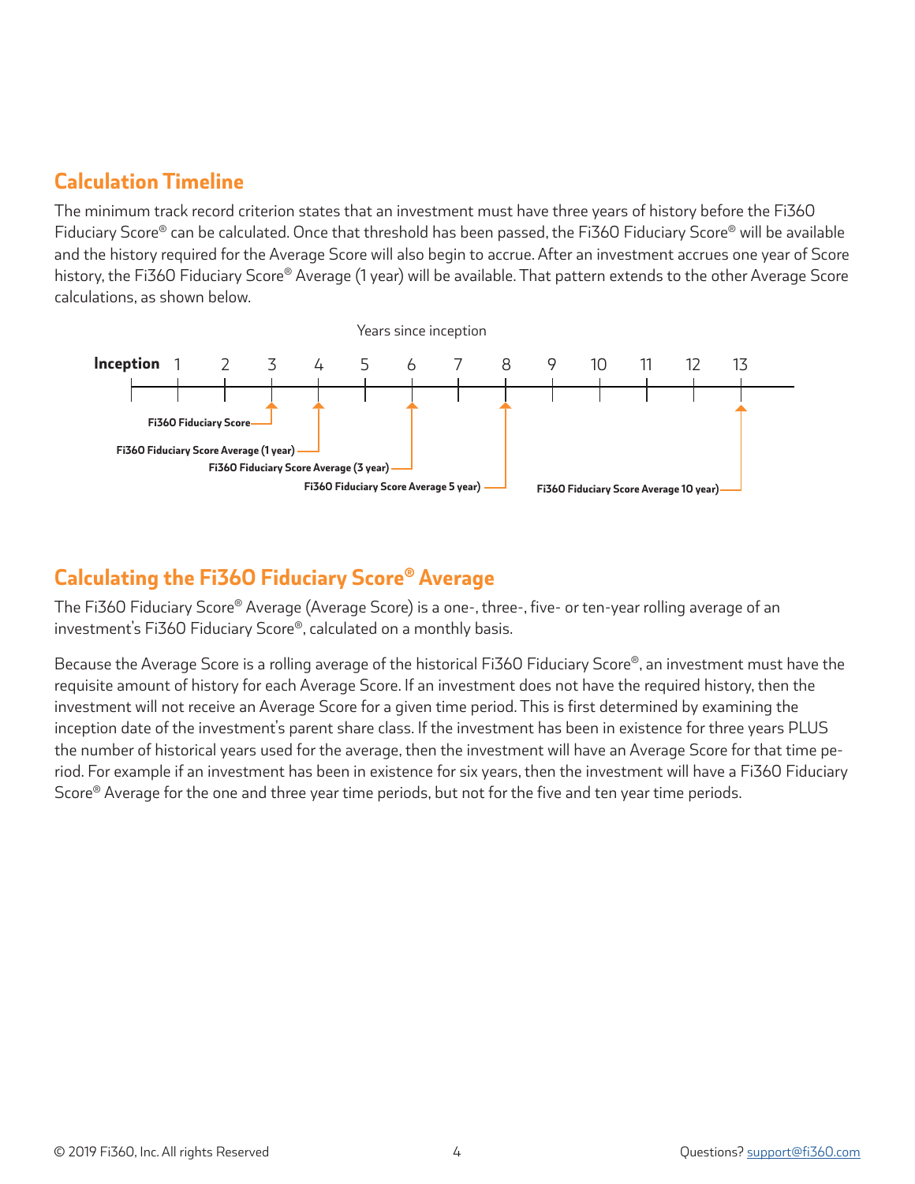## Calculation Timeline

The minimum track record criterion states that an investment must have three years of history before the Fi360 Fiduciary Score® can be calculated. Once that threshold has been passed, the Fi360 Fiduciary Score® will be available and the history required for the Average Score will also begin to accrue. After an investment accrues one year of Score history, the Fi360 Fiduciary Score® Average (1 year) will be available. That pattern extends to the other Average Score calculations, as shown below.

Years since inception

**Inception** 1 2 3 4 5 6 7 8 9 10 11 12 13

**Fi360 Fiduciary Score** (3)

**Fi360 Fiduciary Score Average (1 year)** (4)

**Fi360 Fiduciary Score Average (3 year)** (6)

**Fi360 Fiduciary Score Average 5 year)** (8)

**Fi360 Fiduciary Score Average 10 year)** (13)

## Calculating the Fi360 Fiduciary Score® Average

The Fi360 Fiduciary Score® Average (Average Score) is a one-, three-, five- or ten-year rolling average of an investment's Fi360 Fiduciary Score®, calculated on a monthly basis.

Because the Average Score is a rolling average of the historical Fi360 Fiduciary Score®, an investment must have the requisite amount of history for each Average Score. If an investment does not have the required history, then the investment will not receive an Average Score for a given time period. This is first determined by examining the inception date of the investment's parent share class. If the investment has been in existence for three years PLUS the number of historical years used for the average, then the investment will have an Average Score for that time period. For example if an investment has been in existence for six years, then the investment will have a Fi360 Fiduciary Score® Average for the one and three year time periods, but not for the five and ten year time periods.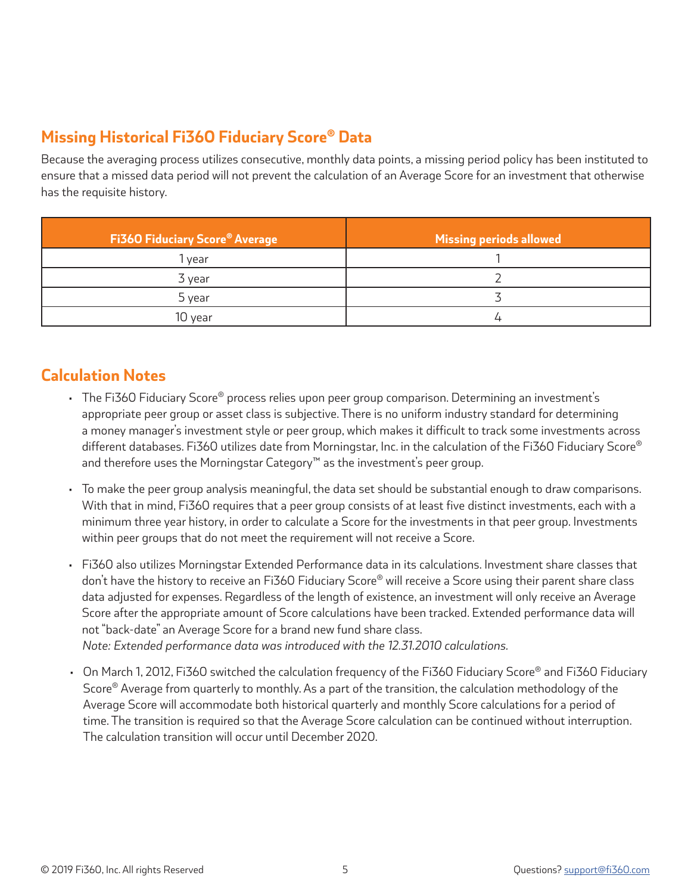## Missing Historical Fi360 Fiduciary Score® Data

Because the averaging process utilizes consecutive, monthly data points, a missing period policy has been instituted to ensure that a missed data period will not prevent the calculation of an Average Score for an investment that otherwise has the requisite history.

| Fi360 Fiduciary Score® Average | Missing periods allowed |
|---|---|
| 1 year | 1 |
| 3 year | 2 |
| 5 year | 3 |
| 10 year | 4 |

## Calculation Notes

- The Fi360 Fiduciary Score® process relies upon peer group comparison. Determining an investment's appropriate peer group or asset class is subjective. There is no uniform industry standard for determining a money manager's investment style or peer group, which makes it difficult to track some investments across different databases. Fi360 utilizes date from Morningstar, Inc. in the calculation of the Fi360 Fiduciary Score® and therefore uses the Morningstar Category™ as the investment's peer group.

- To make the peer group analysis meaningful, the data set should be substantial enough to draw comparisons. With that in mind, Fi360 requires that a peer group consists of at least five distinct investments, each with a minimum three year history, in order to calculate a Score for the investments in that peer group. Investments within peer groups that do not meet the requirement will not receive a Score.

- Fi360 also utilizes Morningstar Extended Performance data in its calculations. Investment share classes that don't have the history to receive an Fi360 Fiduciary Score® will receive a Score using their parent share class data adjusted for expenses. Regardless of the length of existence, an investment will only receive an Average Score after the appropriate amount of Score calculations have been tracked. Extended performance data will not "back-date" an Average Score for a brand new fund share class.
  *Note: Extended performance data was introduced with the 12.31.2010 calculations.*

- On March 1, 2012, Fi360 switched the calculation frequency of the Fi360 Fiduciary Score® and Fi360 Fiduciary Score® Average from quarterly to monthly. As a part of the transition, the calculation methodology of the Average Score will accommodate both historical quarterly and monthly Score calculations for a period of time. The transition is required so that the Average Score calculation can be continued without interruption. The calculation transition will occur until December 2020.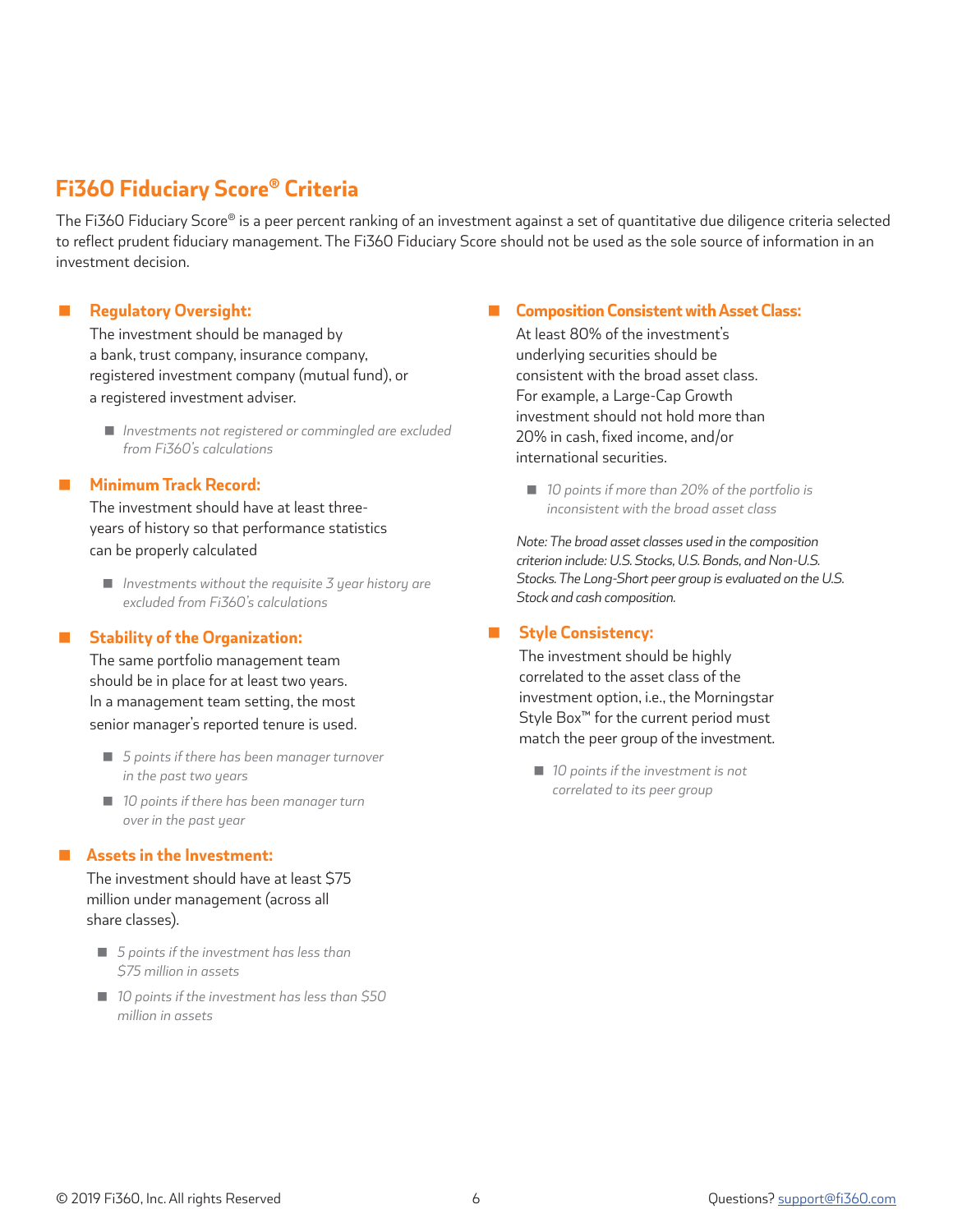## Fi360 Fiduciary Score® Criteria

The Fi360 Fiduciary Score® is a peer percent ranking of an investment against a set of quantitative due diligence criteria selected to reflect prudent fiduciary management. The Fi360 Fiduciary Score should not be used as the sole source of information in an investment decision.

### Regulatory Oversight:

The investment should be managed by a bank, trust company, insurance company, registered investment company (mutual fund), or a registered investment adviser.

- *Investments not registered or commingled are excluded from Fi360's calculations*

### Minimum Track Record:

The investment should have at least three-years of history so that performance statistics can be properly calculated

- *Investments without the requisite 3 year history are excluded from Fi360's calculations*

### Stability of the Organization:

The same portfolio management team should be in place for at least two years. In a management team setting, the most senior manager's reported tenure is used.

- *5 points if there has been manager turnover in the past two years*
- *10 points if there has been manager turn over in the past year*

### Assets in the Investment:

The investment should have at least $75 million under management (across all share classes).

- *5 points if the investment has less than $75 million in assets*
- *10 points if the investment has less than $50 million in assets*

### Composition Consistent with Asset Class:

At least 80% of the investment's underlying securities should be consistent with the broad asset class. For example, a Large-Cap Growth investment should not hold more than 20% in cash, fixed income, and/or international securities.

- *10 points if more than 20% of the portfolio is inconsistent with the broad asset class*

*Note: The broad asset classes used in the composition criterion include: U.S. Stocks, U.S. Bonds, and Non-U.S. Stocks. The Long-Short peer group is evaluated on the U.S. Stock and cash composition.*

### Style Consistency:

The investment should be highly correlated to the asset class of the investment option, i.e., the Morningstar Style Box™ for the current period must match the peer group of the investment.

- *10 points if the investment is not correlated to its peer group*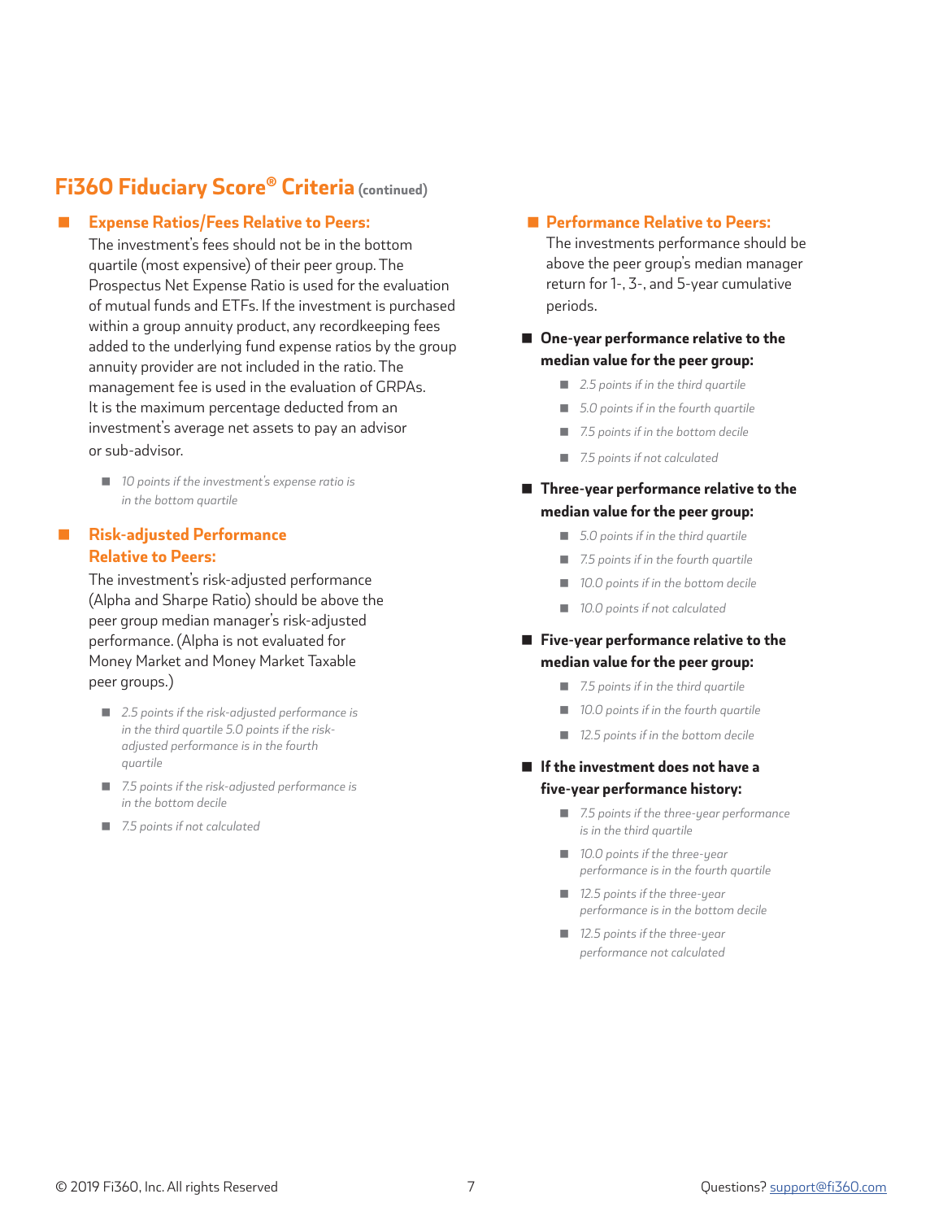## Fi360 Fiduciary Score® Criteria (continued)

### Expense Ratios/Fees Relative to Peers:

The investment's fees should not be in the bottom quartile (most expensive) of their peer group. The Prospectus Net Expense Ratio is used for the evaluation of mutual funds and ETFs. If the investment is purchased within a group annuity product, any recordkeeping fees added to the underlying fund expense ratios by the group annuity provider are not included in the ratio. The management fee is used in the evaluation of GRPAs. It is the maximum percentage deducted from an investment's average net assets to pay an advisor or sub-advisor.

- *10 points if the investment's expense ratio is in the bottom quartile*

### Risk-adjusted Performance Relative to Peers:

The investment's risk-adjusted performance (Alpha and Sharpe Ratio) should be above the peer group median manager's risk-adjusted performance. (Alpha is not evaluated for Money Market and Money Market Taxable peer groups.)

- *2.5 points if the risk-adjusted performance is in the third quartile 5.0 points if the risk-adjusted performance is in the fourth quartile*
- *7.5 points if the risk-adjusted performance is in the bottom decile*
- *7.5 points if not calculated*

### Performance Relative to Peers:

The investments performance should be above the peer group's median manager return for 1-, 3-, and 5-year cumulative periods.

**One-year performance relative to the median value for the peer group:**

- *2.5 points if in the third quartile*
- *5.0 points if in the fourth quartile*
- *7.5 points if in the bottom decile*
- *7.5 points if not calculated*

**Three-year performance relative to the median value for the peer group:**

- *5.0 points if in the third quartile*
- *7.5 points if in the fourth quartile*
- *10.0 points if in the bottom decile*
- *10.0 points if not calculated*

**Five-year performance relative to the median value for the peer group:**

- *7.5 points if in the third quartile*
- *10.0 points if in the fourth quartile*
- *12.5 points if in the bottom decile*

**If the investment does not have a five-year performance history:**

- *7.5 points if the three-year performance is in the third quartile*
- *10.0 points if the three-year performance is in the fourth quartile*
- *12.5 points if the three-year performance is in the bottom decile*
- *12.5 points if the three-year performance not calculated*

© 2019 Fi360, Inc. All rights Reserved

Questions? support@fi360.com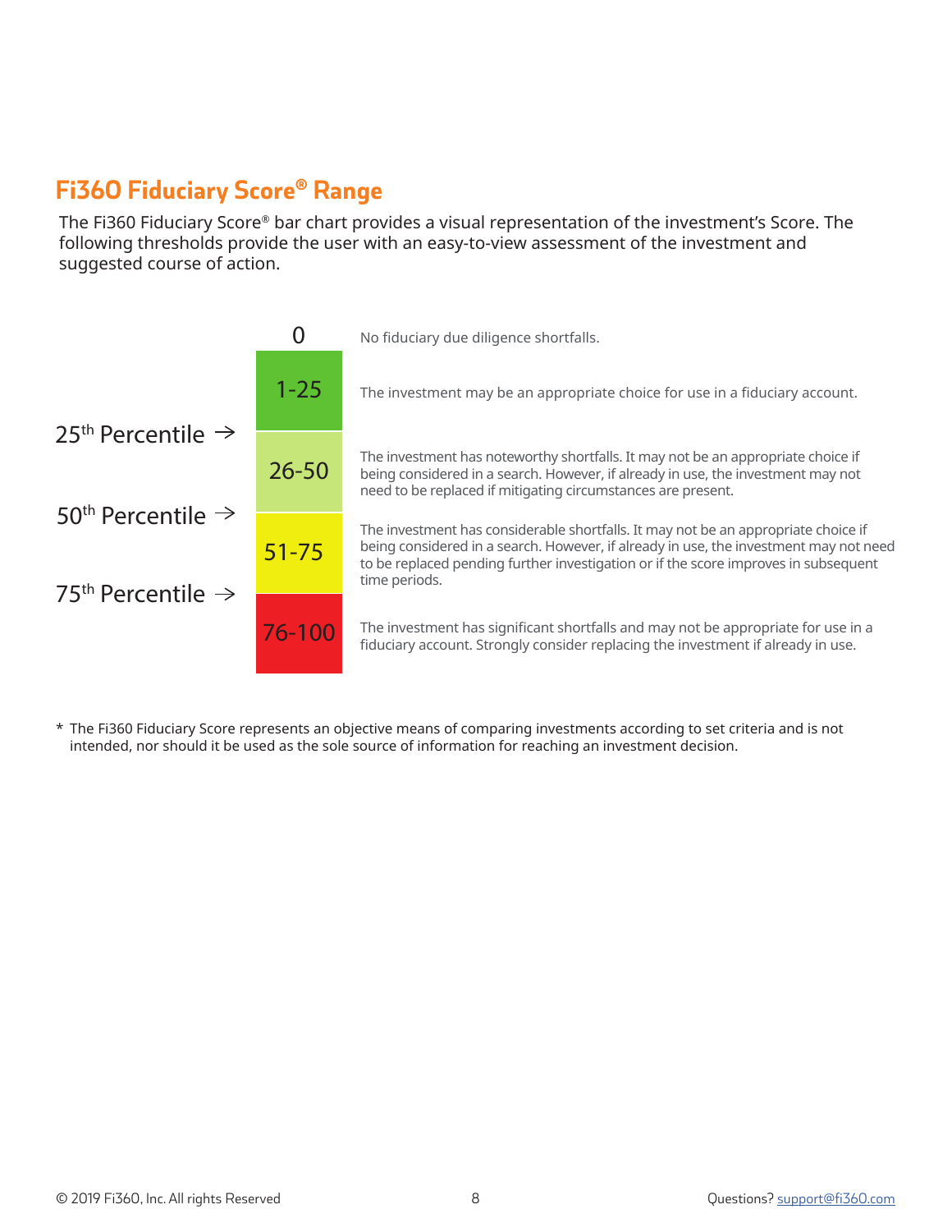## Fi360 Fiduciary Score® Range

The Fi360 Fiduciary Score® bar chart provides a visual representation of the investment's Score. The following thresholds provide the user with an easy-to-view assessment of the investment and suggested course of action.

| Percentile | Score | Assessment |
| --- | --- | --- |
| | 0 | No fiduciary due diligence shortfalls. |
| | 1-25 | The investment may be an appropriate choice for use in a fiduciary account. |
| 25th Percentile → | 26-50 | The investment has noteworthy shortfalls. It may not be an appropriate choice if being considered in a search. However, if already in use, the investment may not need to be replaced if mitigating circumstances are present. |
| 50th Percentile → | 51-75 | The investment has considerable shortfalls. It may not be an appropriate choice if being considered in a search. However, if already in use, the investment may not need to be replaced pending further investigation or if the score improves in subsequent time periods. |
| 75th Percentile → | 76-100 | The investment has significant shortfalls and may not be appropriate for use in a fiduciary account. Strongly consider replacing the investment if already in use. |

* The Fi360 Fiduciary Score represents an objective means of comparing investments according to set criteria and is not intended, nor should it be used as the sole source of information for reaching an investment decision.

© 2019 Fi360, Inc. All rights Reserved

Questions? support@fi360.com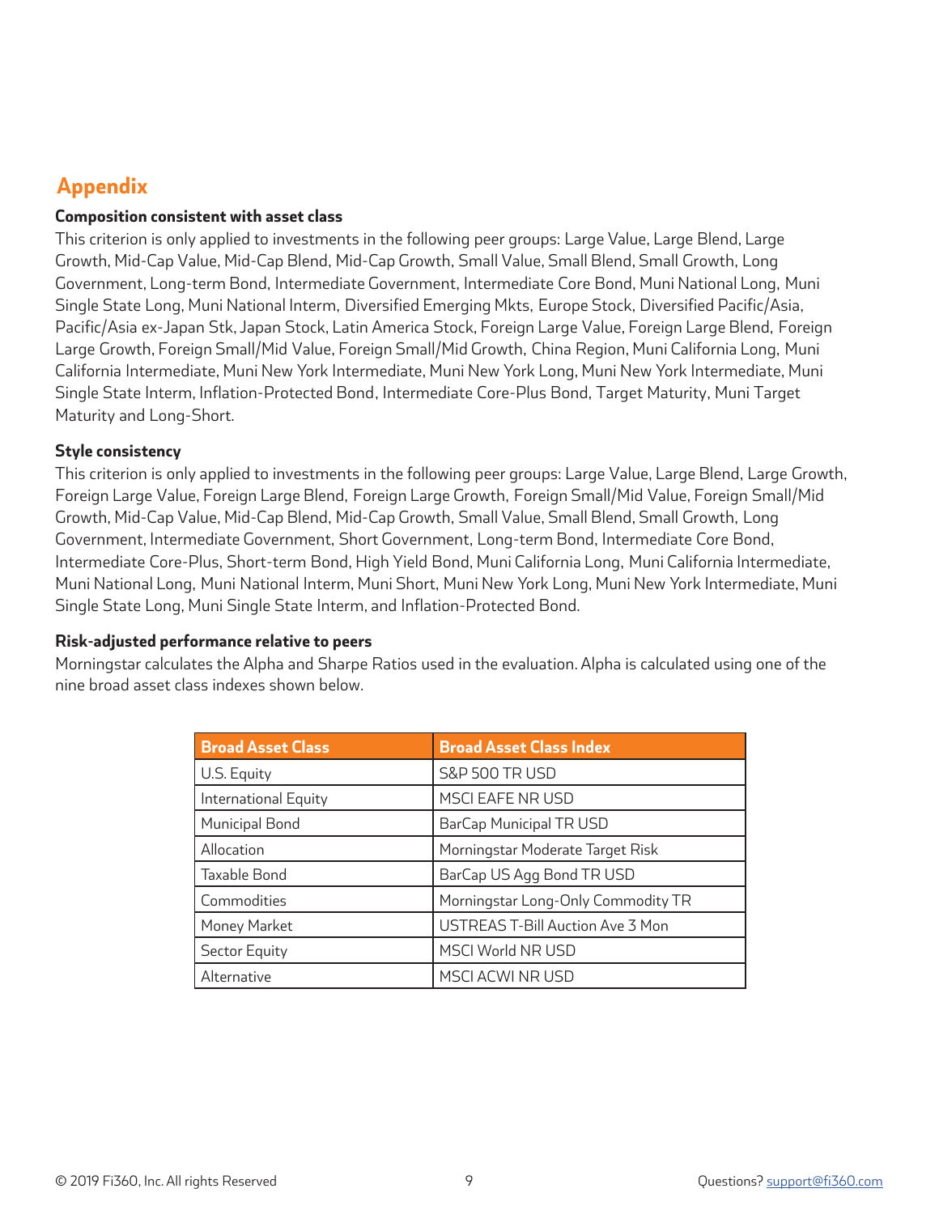## Appendix

**Composition consistent with asset class**

This criterion is only applied to investments in the following peer groups: Large Value, Large Blend, Large Growth, Mid-Cap Value, Mid-Cap Blend, Mid-Cap Growth, Small Value, Small Blend, Small Growth, Long Government, Long-term Bond, Intermediate Government, Intermediate Core Bond, Muni National Long, Muni Single State Long, Muni National Interm, Diversified Emerging Mkts, Europe Stock, Diversified Pacific/Asia, Pacific/Asia ex-Japan Stk, Japan Stock, Latin America Stock, Foreign Large Value, Foreign Large Blend, Foreign Large Growth, Foreign Small/Mid Value, Foreign Small/Mid Growth, China Region, Muni California Long, Muni California Intermediate, Muni New York Intermediate, Muni New York Long, Muni New York Intermediate, Muni Single State Interm, Inflation-Protected Bond, Intermediate Core-Plus Bond, Target Maturity, Muni Target Maturity and Long-Short.

**Style consistency**

This criterion is only applied to investments in the following peer groups: Large Value, Large Blend, Large Growth, Foreign Large Value, Foreign Large Blend, Foreign Large Growth, Foreign Small/Mid Value, Foreign Small/Mid Growth, Mid-Cap Value, Mid-Cap Blend, Mid-Cap Growth, Small Value, Small Blend, Small Growth, Long Government, Intermediate Government, Short Government, Long-term Bond, Intermediate Core Bond, Intermediate Core-Plus, Short-term Bond, High Yield Bond, Muni California Long, Muni California Intermediate, Muni National Long, Muni National Interm, Muni Short, Muni New York Long, Muni New York Intermediate, Muni Single State Long, Muni Single State Interm, and Inflation-Protected Bond.

**Risk-adjusted performance relative to peers**

Morningstar calculates the Alpha and Sharpe Ratios used in the evaluation. Alpha is calculated using one of the nine broad asset class indexes shown below.

| Broad Asset Class | Broad Asset Class Index |
|---|---|
| U.S. Equity | S&P 500 TR USD |
| International Equity | MSCI EAFE NR USD |
| Municipal Bond | BarCap Municipal TR USD |
| Allocation | Morningstar Moderate Target Risk |
| Taxable Bond | BarCap US Agg Bond TR USD |
| Commodities | Morningstar Long-Only Commodity TR |
| Money Market | USTREAS T-Bill Auction Ave 3 Mon |
| Sector Equity | MSCI World NR USD |
| Alternative | MSCI ACWI NR USD |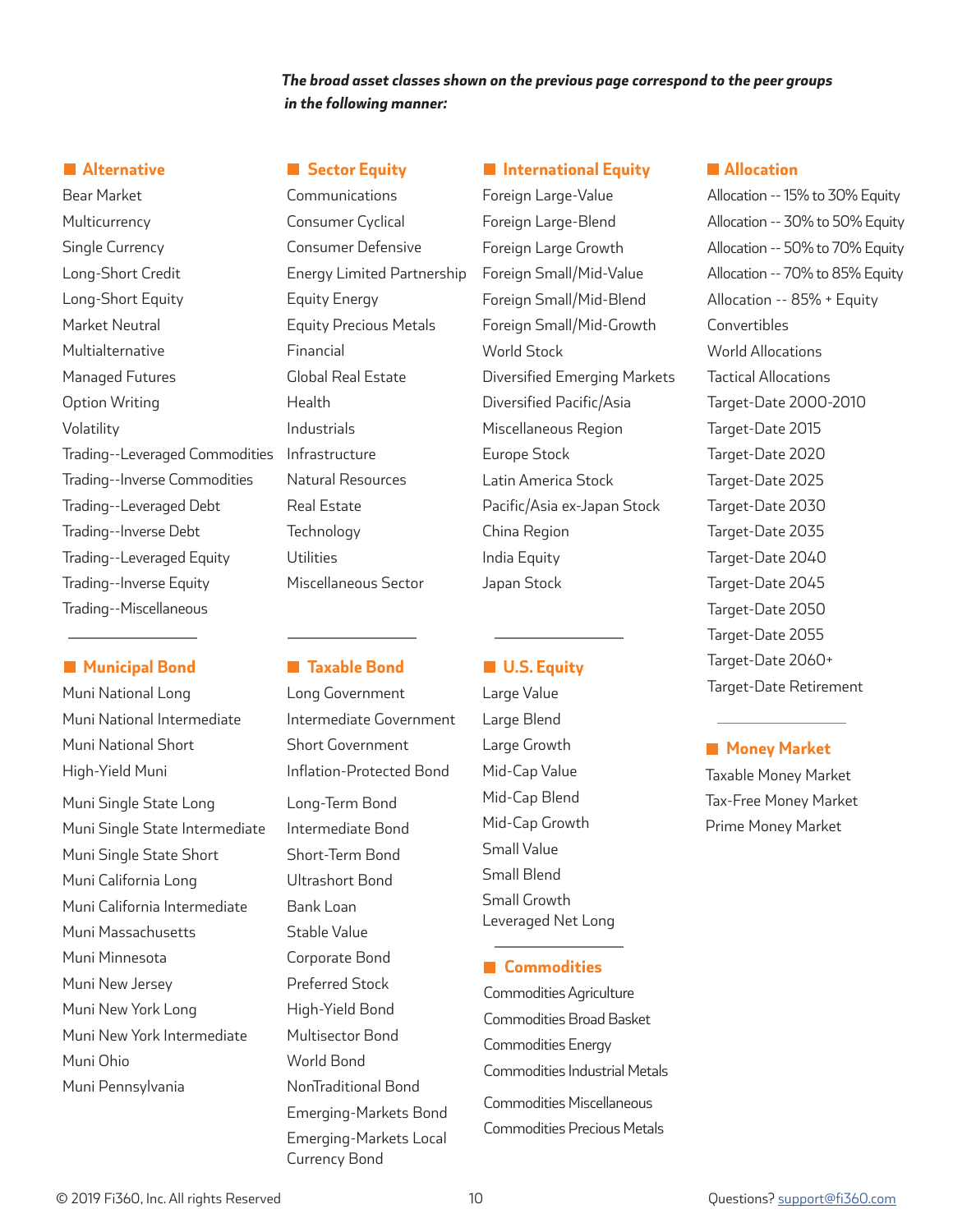***The broad asset classes shown on the previous page correspond to the peer groups in the following manner:***

## Alternative

Bear Market
Multicurrency
Single Currency
Long-Short Credit
Long-Short Equity
Market Neutral
Multialternative
Managed Futures
Option Writing
Volatility
Trading--Leveraged Commodities
Trading--Inverse Commodities
Trading--Leveraged Debt
Trading--Inverse Debt
Trading--Leveraged Equity
Trading--Inverse Equity
Trading--Miscellaneous

## Sector Equity

Communications
Consumer Cyclical
Consumer Defensive
Energy Limited Partnership
Equity Energy
Equity Precious Metals
Financial
Global Real Estate
Health
Industrials
Infrastructure
Natural Resources
Real Estate
Technology
Utilities
Miscellaneous Sector

## International Equity

Foreign Large-Value
Foreign Large-Blend
Foreign Large Growth
Foreign Small/Mid-Value
Foreign Small/Mid-Blend
Foreign Small/Mid-Growth
World Stock
Diversified Emerging Markets
Diversified Pacific/Asia
Miscellaneous Region
Europe Stock
Latin America Stock
Pacific/Asia ex-Japan Stock
China Region
India Equity
Japan Stock

## Allocation

Allocation -- 15% to 30% Equity
Allocation -- 30% to 50% Equity
Allocation -- 50% to 70% Equity
Allocation -- 70% to 85% Equity
Allocation -- 85% + Equity
Convertibles
World Allocations
Tactical Allocations
Target-Date 2000-2010
Target-Date 2015
Target-Date 2020
Target-Date 2025
Target-Date 2030
Target-Date 2035
Target-Date 2040
Target-Date 2045
Target-Date 2050
Target-Date 2055
Target-Date 2060+
Target-Date Retirement

## Municipal Bond

Muni National Long
Muni National Intermediate
Muni National Short
High-Yield Muni
Muni Single State Long
Muni Single State Intermediate
Muni Single State Short
Muni California Long
Muni California Intermediate
Muni Massachusetts
Muni Minnesota
Muni New Jersey
Muni New York Long
Muni New York Intermediate
Muni Ohio
Muni Pennsylvania

## Taxable Bond

Long Government
Intermediate Government
Short Government
Inflation-Protected Bond
Long-Term Bond
Intermediate Bond
Short-Term Bond
Ultrashort Bond
Bank Loan
Stable Value
Corporate Bond
Preferred Stock
High-Yield Bond
Multisector Bond
World Bond
NonTraditional Bond
Emerging-Markets Bond
Emerging-Markets Local Currency Bond

## U.S. Equity

Large Value
Large Blend
Large Growth
Mid-Cap Value
Mid-Cap Blend
Mid-Cap Growth
Small Value
Small Blend
Small Growth
Leveraged Net Long

## Commodities

Commodities Agriculture
Commodities Broad Basket
Commodities Energy
Commodities Industrial Metals
Commodities Miscellaneous
Commodities Precious Metals

## Money Market

Taxable Money Market
Tax-Free Money Market
Prime Money Market

© 2019 Fi360, Inc. All rights Reserved

Questions? support@fi360.com